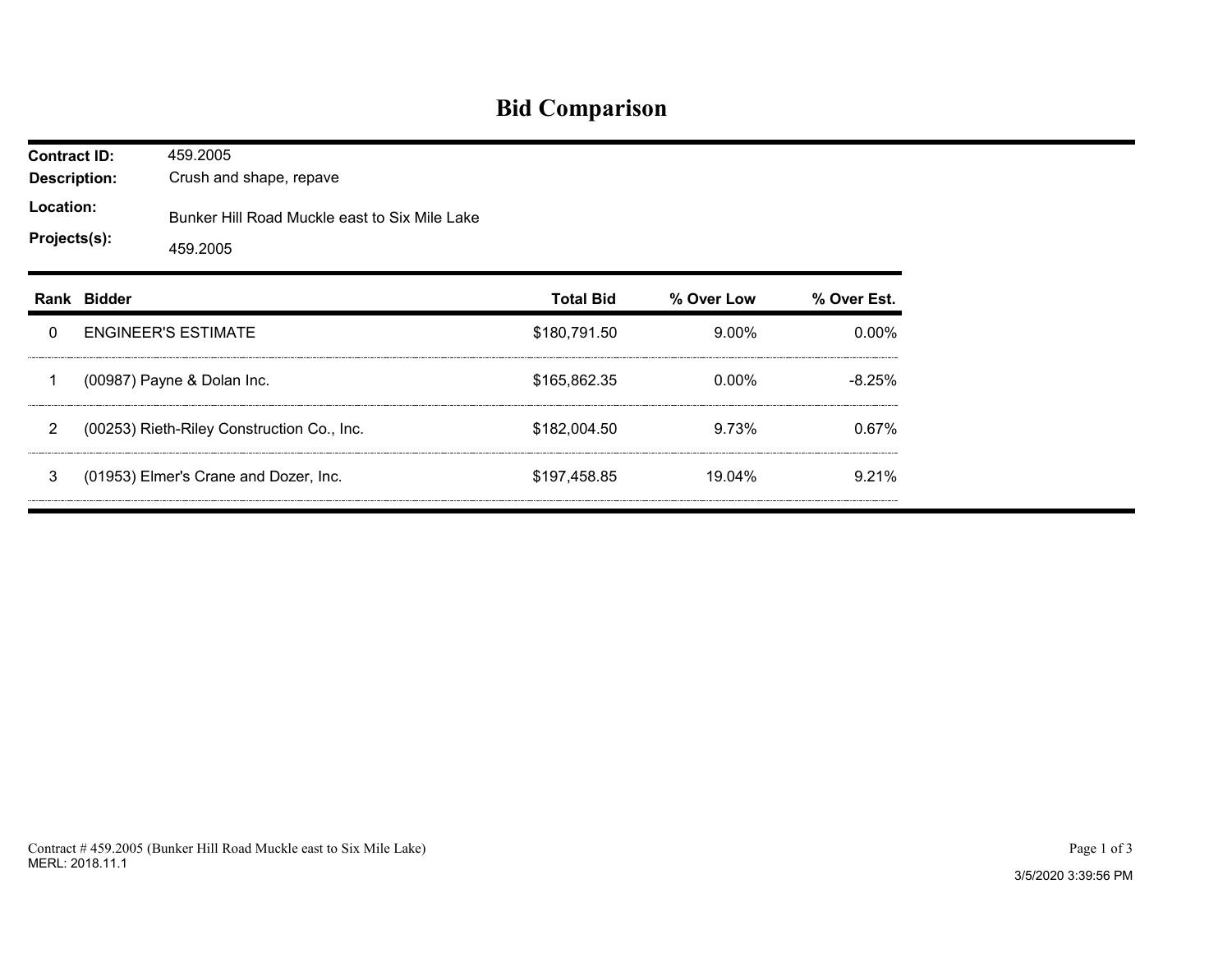# Bid Comparison

**Contract ID:** 459.2005
**Description:** Crush and shape, repave
**Location:** Bunker Hill Road Muckle east to Six Mile Lake
**Projects(s):** 459.2005

| Rank | Bidder | Total Bid | % Over Low | % Over Est. |
|---|---|---|---|---|
| 0 | ENGINEER'S ESTIMATE | $180,791.50 | 9.00% | 0.00% |
| 1 | (00987) Payne & Dolan Inc. | $165,862.35 | 0.00% | -8.25% |
| 2 | (00253) Rieth-Riley Construction Co., Inc. | $182,004.50 | 9.73% | 0.67% |
| 3 | (01953) Elmer's Crane and Dozer, Inc. | $197,458.85 | 19.04% | 9.21% |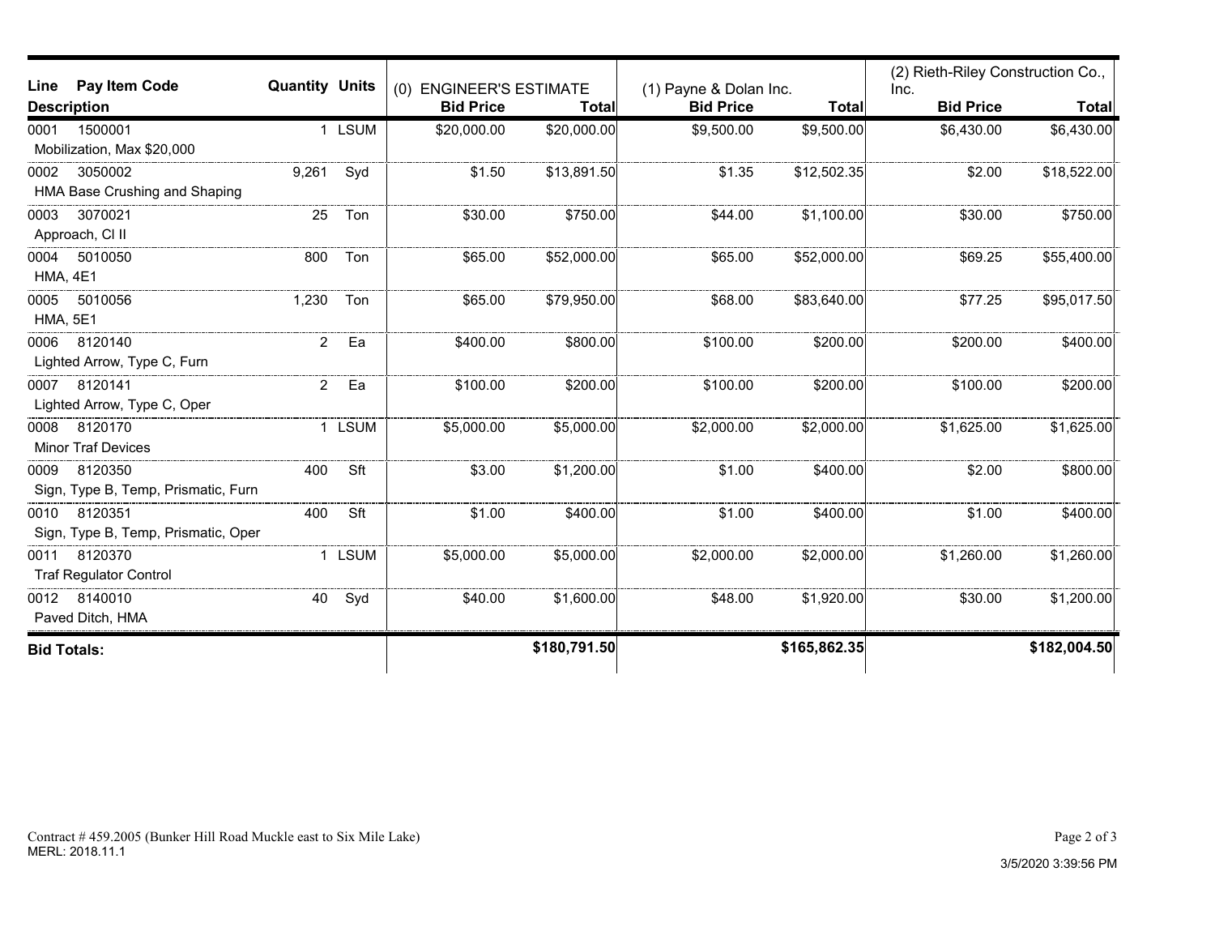| Line | Pay Item Code / Description | Quantity | Units | (0) ENGINEER'S ESTIMATE Bid Price | Total | (1) Payne & Dolan Inc. Bid Price | Total | (2) Rieth-Riley Construction Co., Inc. Bid Price | Total |
|---|---|---|---|---|---|---|---|---|---|
| 0001 | 1500001 Mobilization, Max $20,000 | 1 | LSUM | $20,000.00 | $20,000.00 | $9,500.00 | $9,500.00 | $6,430.00 | $6,430.00 |
| 0002 | 3050002 HMA Base Crushing and Shaping | 9,261 | Syd | $1.50 | $13,891.50 | $1.35 | $12,502.35 | $2.00 | $18,522.00 |
| 0003 | 3070021 Approach, Cl II | 25 | Ton | $30.00 | $750.00 | $44.00 | $1,100.00 | $30.00 | $750.00 |
| 0004 | 5010050 HMA, 4E1 | 800 | Ton | $65.00 | $52,000.00 | $65.00 | $52,000.00 | $69.25 | $55,400.00 |
| 0005 | 5010056 HMA, 5E1 | 1,230 | Ton | $65.00 | $79,950.00 | $68.00 | $83,640.00 | $77.25 | $95,017.50 |
| 0006 | 8120140 Lighted Arrow, Type C, Furn | 2 | Ea | $400.00 | $800.00 | $100.00 | $200.00 | $200.00 | $400.00 |
| 0007 | 8120141 Lighted Arrow, Type C, Oper | 2 | Ea | $100.00 | $200.00 | $100.00 | $200.00 | $100.00 | $200.00 |
| 0008 | 8120170 Minor Traf Devices | 1 | LSUM | $5,000.00 | $5,000.00 | $2,000.00 | $2,000.00 | $1,625.00 | $1,625.00 |
| 0009 | 8120350 Sign, Type B, Temp, Prismatic, Furn | 400 | Sft | $3.00 | $1,200.00 | $1.00 | $400.00 | $2.00 | $800.00 |
| 0010 | 8120351 Sign, Type B, Temp, Prismatic, Oper | 400 | Sft | $1.00 | $400.00 | $1.00 | $400.00 | $1.00 | $400.00 |
| 0011 | 8120370 Traf Regulator Control | 1 | LSUM | $5,000.00 | $5,000.00 | $2,000.00 | $2,000.00 | $1,260.00 | $1,260.00 |
| 0012 | 8140010 Paved Ditch, HMA | 40 | Syd | $40.00 | $1,600.00 | $48.00 | $1,920.00 | $30.00 | $1,200.00 |
| **Bid Totals:** | | | | | **$180,791.50** | | **$165,862.35** | | **$182,004.50** |

Contract # 459.2005 (Bunker Hill Road Muckle east to Six Mile Lake)
MERL: 2018.11.1

3/5/2020 3:39:56 PM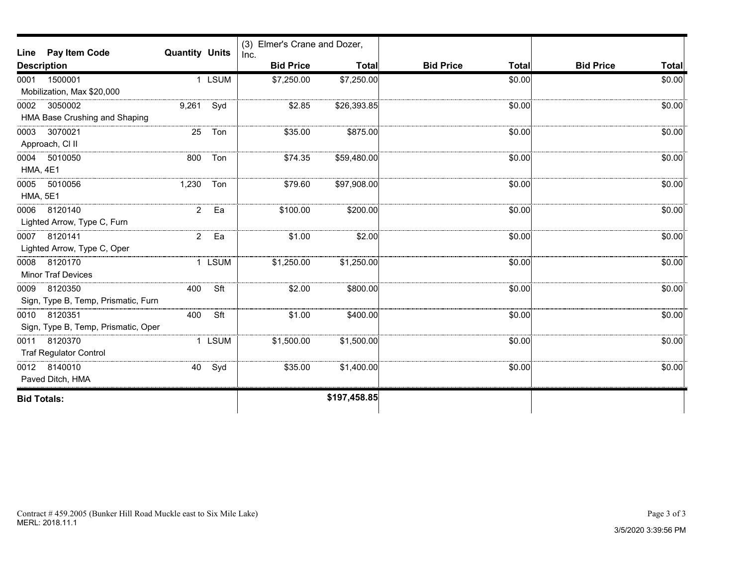| Line Pay Item Code<br>Description | Quantity | Units | (3) Elmer's Crane and Dozer, Inc.<br>Bid Price | Total | Bid Price | Total | Bid Price | Total |
|---|---|---|---|---|---|---|---|---|
| 0001 1500001<br>Mobilization, Max $20,000 | 1 | LSUM | $7,250.00 | $7,250.00 | | $0.00 | | $0.00 |
| 0002 3050002<br>HMA Base Crushing and Shaping | 9,261 | Syd | $2.85 | $26,393.85 | | $0.00 | | $0.00 |
| 0003 3070021<br>Approach, Cl II | 25 | Ton | $35.00 | $875.00 | | $0.00 | | $0.00 |
| 0004 5010050<br>HMA, 4E1 | 800 | Ton | $74.35 | $59,480.00 | | $0.00 | | $0.00 |
| 0005 5010056<br>HMA, 5E1 | 1,230 | Ton | $79.60 | $97,908.00 | | $0.00 | | $0.00 |
| 0006 8120140<br>Lighted Arrow, Type C, Furn | 2 | Ea | $100.00 | $200.00 | | $0.00 | | $0.00 |
| 0007 8120141<br>Lighted Arrow, Type C, Oper | 2 | Ea | $1.00 | $2.00 | | $0.00 | | $0.00 |
| 0008 8120170<br>Minor Traf Devices | 1 | LSUM | $1,250.00 | $1,250.00 | | $0.00 | | $0.00 |
| 0009 8120350<br>Sign, Type B, Temp, Prismatic, Furn | 400 | Sft | $2.00 | $800.00 | | $0.00 | | $0.00 |
| 0010 8120351<br>Sign, Type B, Temp, Prismatic, Oper | 400 | Sft | $1.00 | $400.00 | | $0.00 | | $0.00 |
| 0011 8120370<br>Traf Regulator Control | 1 | LSUM | $1,500.00 | $1,500.00 | | $0.00 | | $0.00 |
| 0012 8140010<br>Paved Ditch, HMA | 40 | Syd | $35.00 | $1,400.00 | | $0.00 | | $0.00 |
| **Bid Totals:** | | | | **$197,458.85** | | | | |

Contract # 459.2005 (Bunker Hill Road Muckle east to Six Mile Lake)
MERL: 2018.11.1

3/5/2020 3:39:56 PM